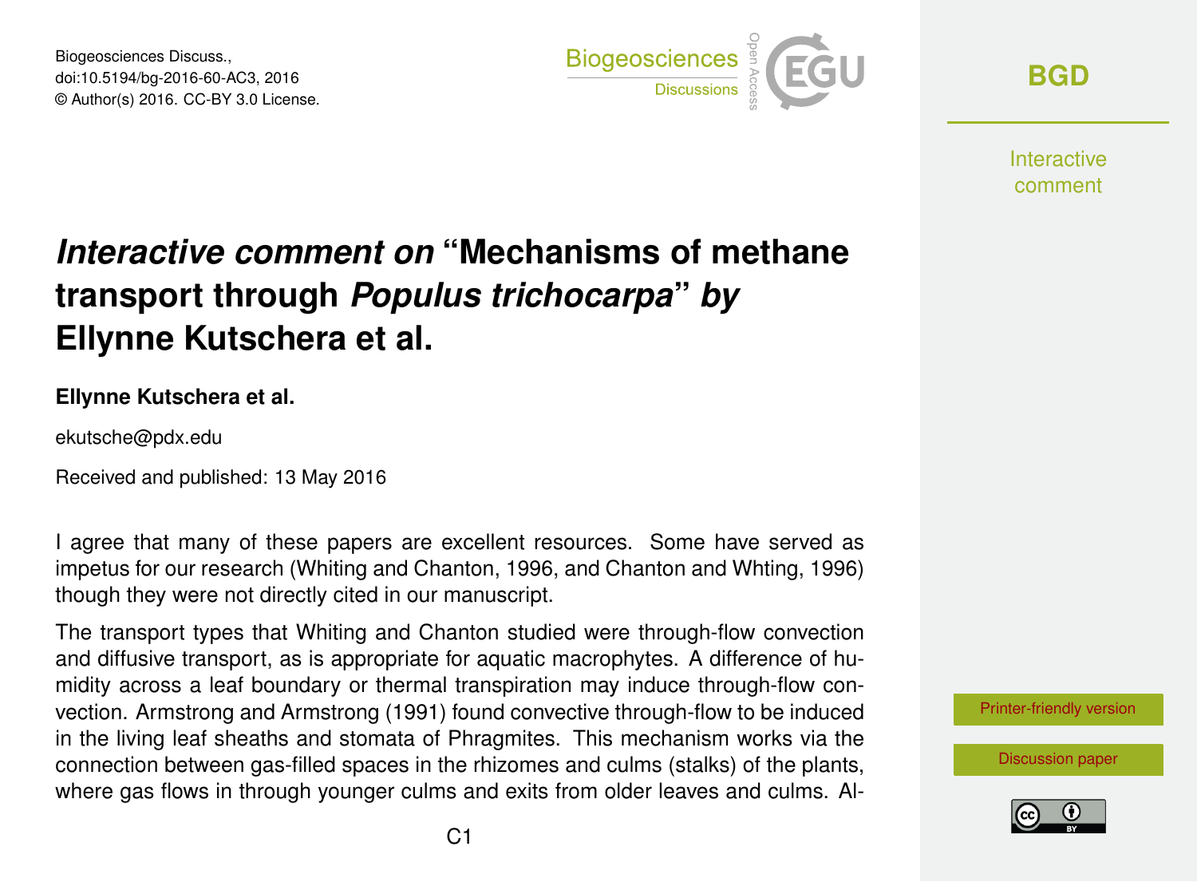# *Interactive comment on* "Mechanisms of methane transport through *Populus trichocarpa*" *by* Ellynne Kutschera et al.

**Ellynne Kutschera et al.**

ekutsche@pdx.edu

Received and published: 13 May 2016

I agree that many of these papers are excellent resources. Some have served as impetus for our research (Whiting and Chanton, 1996, and Chanton and Whting, 1996) though they were not directly cited in our manuscript.

The transport types that Whiting and Chanton studied were through-flow convection and diffusive transport, as is appropriate for aquatic macrophytes. A difference of humidity across a leaf boundary or thermal transpiration may induce through-flow convection. Armstrong and Armstrong (1991) found convective through-flow to be induced in the living leaf sheaths and stomata of Phragmites. This mechanism works via the connection between gas-filled spaces in the rhizomes and culms (stalks) of the plants, where gas flows in through younger culms and exits from older leaves and culms. Al-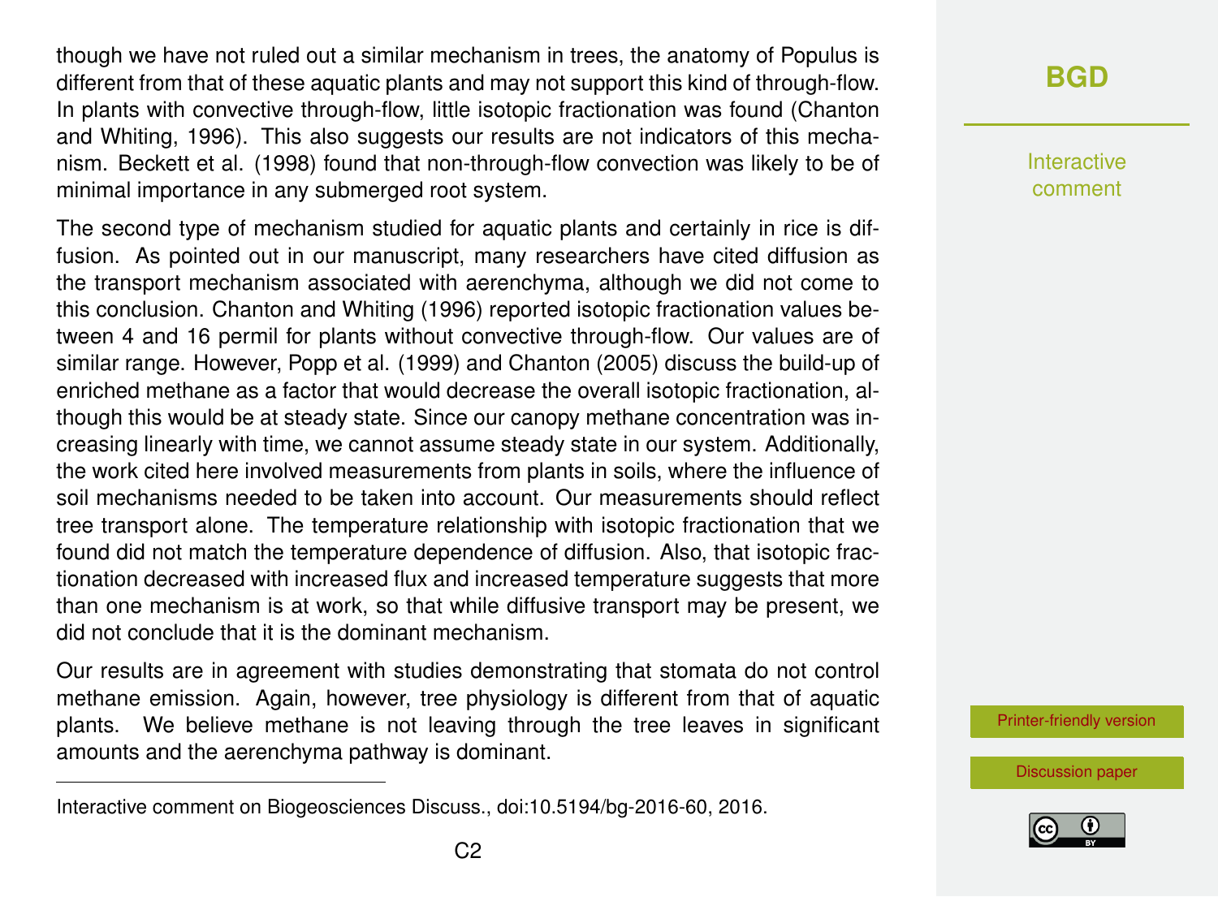though we have not ruled out a similar mechanism in trees, the anatomy of Populus is different from that of these aquatic plants and may not support this kind of through-flow. In plants with convective through-flow, little isotopic fractionation was found (Chanton and Whiting, 1996). This also suggests our results are not indicators of this mechanism. Beckett et al. (1998) found that non-through-flow convection was likely to be of minimal importance in any submerged root system.

The second type of mechanism studied for aquatic plants and certainly in rice is diffusion. As pointed out in our manuscript, many researchers have cited diffusion as the transport mechanism associated with aerenchyma, although we did not come to this conclusion. Chanton and Whiting (1996) reported isotopic fractionation values between 4 and 16 permil for plants without convective through-flow. Our values are of similar range. However, Popp et al. (1999) and Chanton (2005) discuss the build-up of enriched methane as a factor that would decrease the overall isotopic fractionation, although this would be at steady state. Since our canopy methane concentration was increasing linearly with time, we cannot assume steady state in our system. Additionally, the work cited here involved measurements from plants in soils, where the influence of soil mechanisms needed to be taken into account. Our measurements should reflect tree transport alone. The temperature relationship with isotopic fractionation that we found did not match the temperature dependence of diffusion. Also, that isotopic fractionation decreased with increased flux and increased temperature suggests that more than one mechanism is at work, so that while diffusive transport may be present, we did not conclude that it is the dominant mechanism.

Our results are in agreement with studies demonstrating that stomata do not control methane emission. Again, however, tree physiology is different from that of aquatic plants. We believe methane is not leaving through the tree leaves in significant amounts and the aerenchyma pathway is dominant.

---

Interactive comment on Biogeosciences Discuss., doi:10.5194/bg-2016-60, 2016.